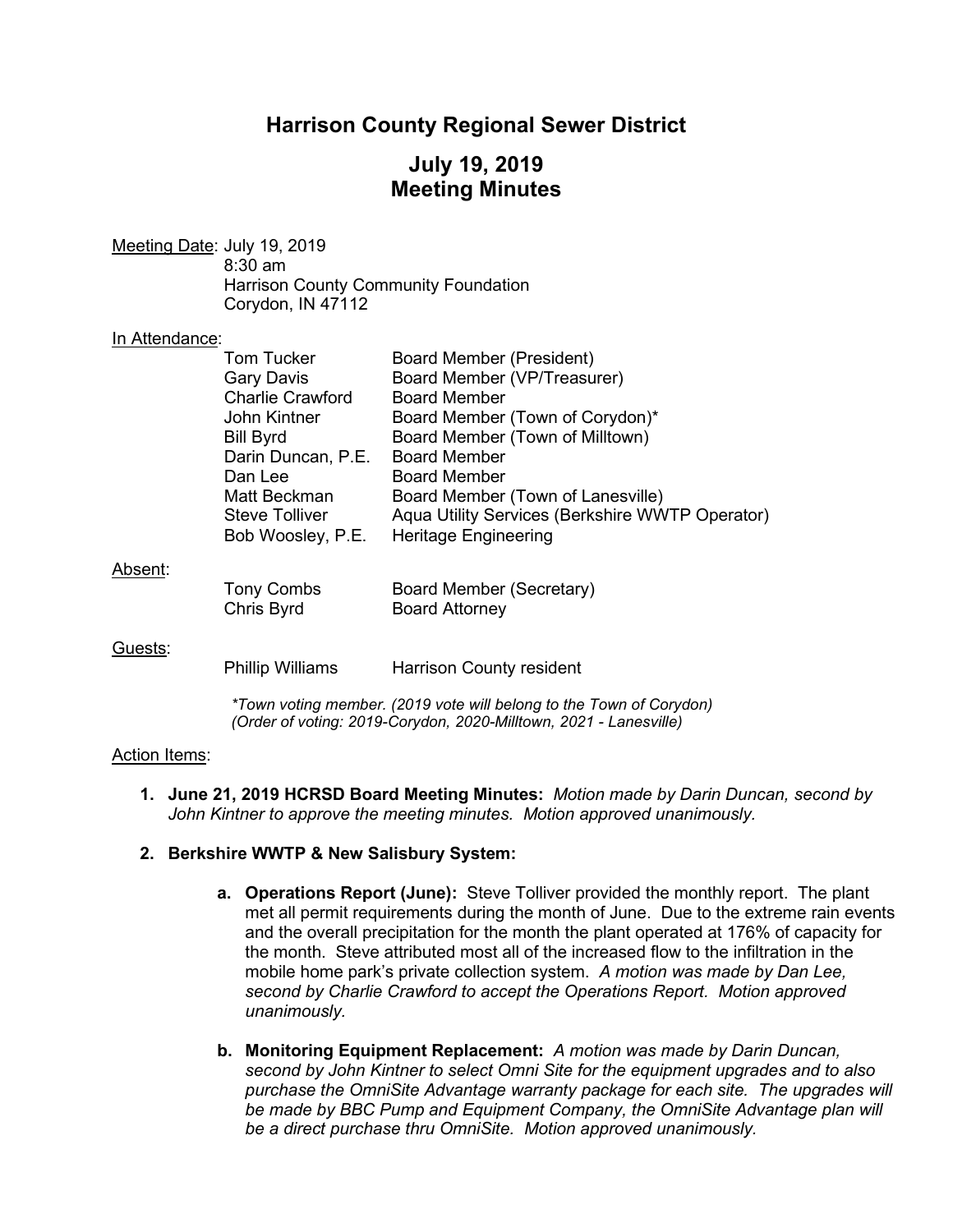# Harrison County Regional Sewer District

## July 19, 2019
## Meeting Minutes

<u>Meeting Date</u>: July 19, 2019
8:30 am
Harrison County Community Foundation
Corydon, IN 47112

<u>In Attendance</u>:

| | |
|---|---|
| Tom Tucker | Board Member (President) |
| Gary Davis | Board Member (VP/Treasurer) |
| Charlie Crawford | Board Member |
| John Kintner | Board Member (Town of Corydon)* |
| Bill Byrd | Board Member (Town of Milltown) |
| Darin Duncan, P.E. | Board Member |
| Dan Lee | Board Member |
| Matt Beckman | Board Member (Town of Lanesville) |
| Steve Tolliver | Aqua Utility Services (Berkshire WWTP Operator) |
| Bob Woosley, P.E. | Heritage Engineering |

<u>Absent</u>:

| | |
|---|---|
| Tony Combs | Board Member (Secretary) |
| Chris Byrd | Board Attorney |

<u>Guests</u>:

| | |
|---|---|
| Phillip Williams | Harrison County resident |

*\*Town voting member. (2019 vote will belong to the Town of Corydon)*
*(Order of voting: 2019-Corydon, 2020-Milltown, 2021 - Lanesville)*

<u>Action Items</u>:

1. **June 21, 2019 HCRSD Board Meeting Minutes:** *Motion made by Darin Duncan, second by John Kintner to approve the meeting minutes. Motion approved unanimously.*

2. **Berkshire WWTP & New Salisbury System:**

   a. **Operations Report (June):** Steve Tolliver provided the monthly report. The plant met all permit requirements during the month of June. Due to the extreme rain events and the overall precipitation for the month the plant operated at 176% of capacity for the month. Steve attributed most all of the increased flow to the infiltration in the mobile home park's private collection system. *A motion was made by Dan Lee, second by Charlie Crawford to accept the Operations Report. Motion approved unanimously.*

   b. **Monitoring Equipment Replacement:** *A motion was made by Darin Duncan, second by John Kintner to select Omni Site for the equipment upgrades and to also purchase the OmniSite Advantage warranty package for each site. The upgrades will be made by BBC Pump and Equipment Company, the OmniSite Advantage plan will be a direct purchase thru OmniSite. Motion approved unanimously.*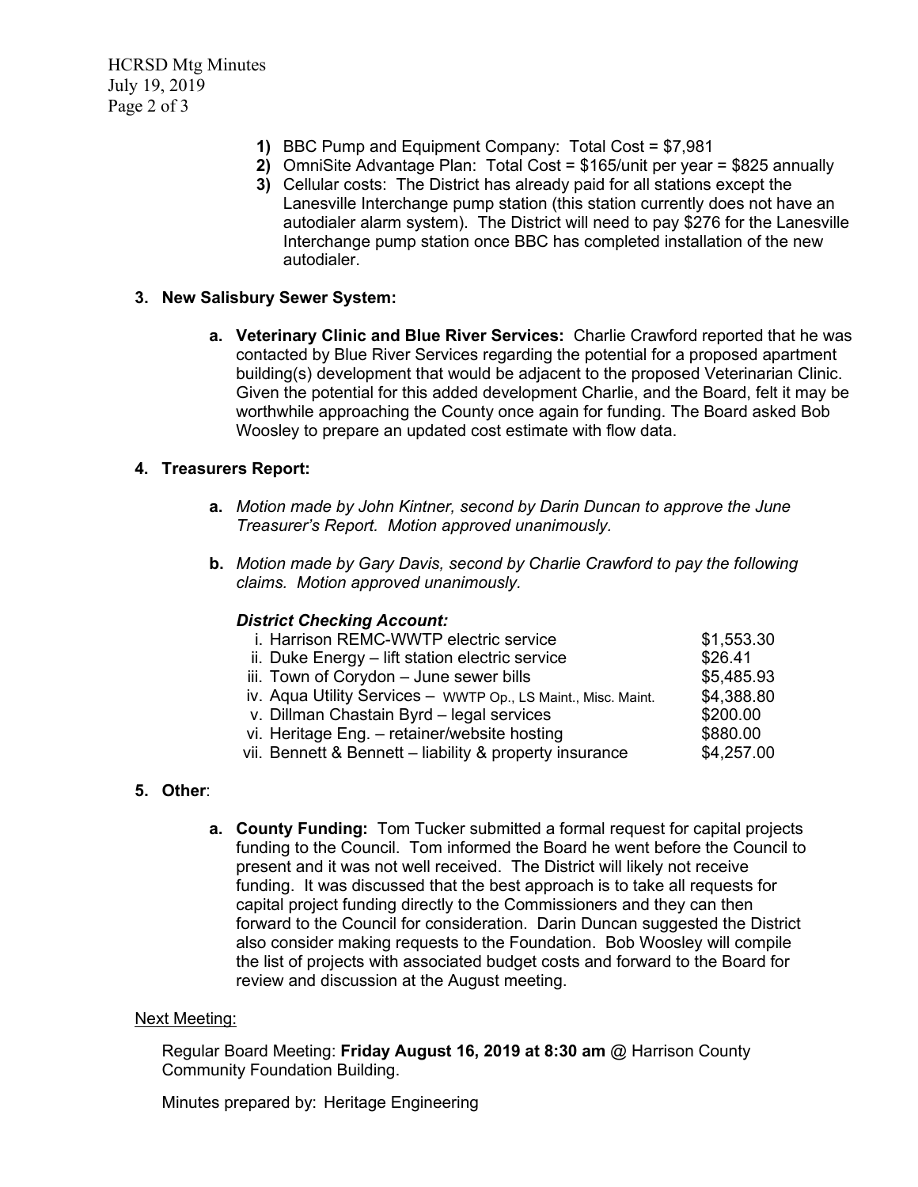1) BBC Pump and Equipment Company: Total Cost = $7,981
2) OmniSite Advantage Plan: Total Cost = $165/unit per year = $825 annually
3) Cellular costs: The District has already paid for all stations except the Lanesville Interchange pump station (this station currently does not have an autodialer alarm system). The District will need to pay $276 for the Lanesville Interchange pump station once BBC has completed installation of the new autodialer.

**3. New Salisbury Sewer System:**

**a. Veterinary Clinic and Blue River Services:** Charlie Crawford reported that he was contacted by Blue River Services regarding the potential for a proposed apartment building(s) development that would be adjacent to the proposed Veterinarian Clinic. Given the potential for this added development Charlie, and the Board, felt it may be worthwhile approaching the County once again for funding. The Board asked Bob Woosley to prepare an updated cost estimate with flow data.

**4. Treasurers Report:**

**a.** *Motion made by John Kintner, second by Darin Duncan to approve the June Treasurer's Report. Motion approved unanimously.*

**b.** *Motion made by Gary Davis, second by Charlie Crawford to pay the following claims. Motion approved unanimously.*

***District Checking Account:***

| | |
|---|---|
| i. Harrison REMC-WWTP electric service | $1,553.30 |
| ii. Duke Energy – lift station electric service | $26.41 |
| iii. Town of Corydon – June sewer bills | $5,485.93 |
| iv. Aqua Utility Services – WWTP Op., LS Maint., Misc. Maint. | $4,388.80 |
| v. Dillman Chastain Byrd – legal services | $200.00 |
| vi. Heritage Eng. – retainer/website hosting | $880.00 |
| vii. Bennett & Bennett – liability & property insurance | $4,257.00 |

**5. Other**:

**a. County Funding:** Tom Tucker submitted a formal request for capital projects funding to the Council. Tom informed the Board he went before the Council to present and it was not well received. The District will likely not receive funding. It was discussed that the best approach is to take all requests for capital project funding directly to the Commissioners and they can then forward to the Council for consideration. Darin Duncan suggested the District also consider making requests to the Foundation. Bob Woosley will compile the list of projects with associated budget costs and forward to the Board for review and discussion at the August meeting.

Next Meeting:

Regular Board Meeting: **Friday August 16, 2019 at 8:30 am** @ Harrison County Community Foundation Building.

Minutes prepared by: Heritage Engineering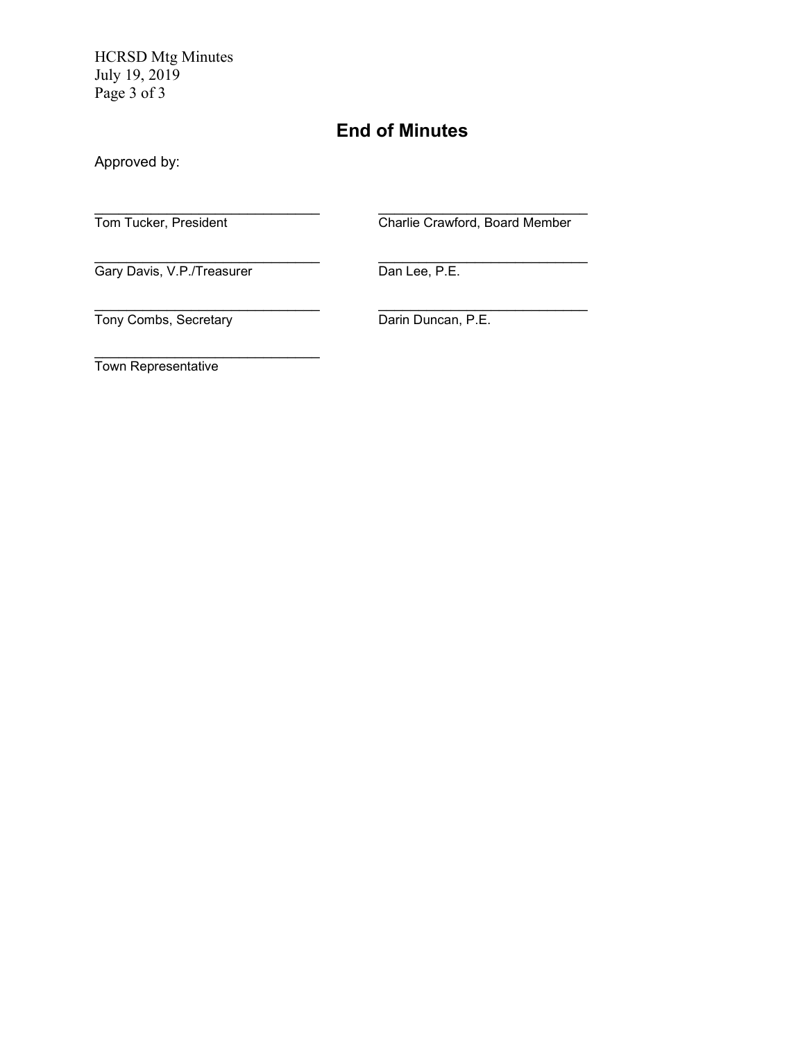## End of Minutes

Approved by:

| | |
|---|---|
| _______________________________ | _______________________________ |
| Tom Tucker, President | Charlie Crawford, Board Member |
| _______________________________ | _______________________________ |
| Gary Davis, V.P./Treasurer | Dan Lee, P.E. |
| _______________________________ | _______________________________ |
| Tony Combs, Secretary | Darin Duncan, P.E. |
| _______________________________ | |
| Town Representative | |